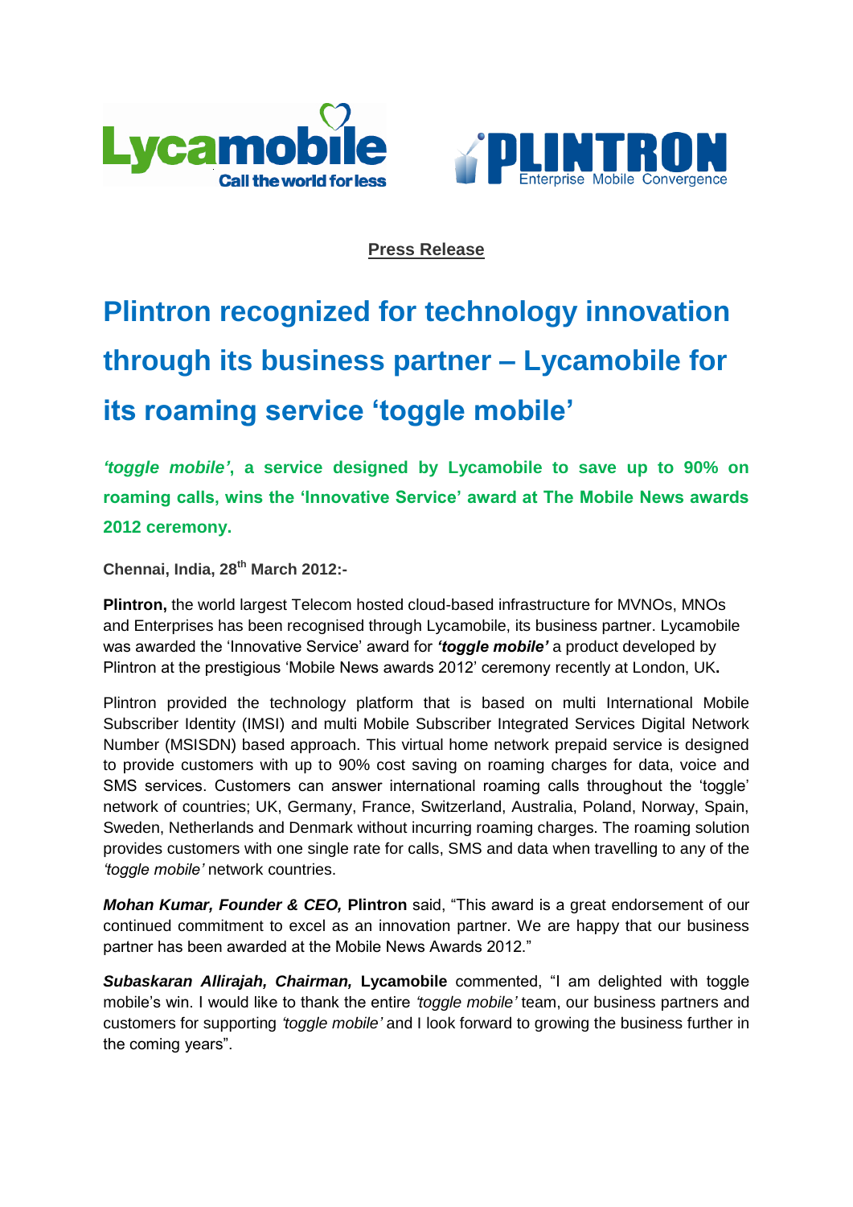**Press Release**

# Plintron recognized for technology innovation through its business partner – Lycamobile for its roaming service 'toggle mobile'

***'toggle mobile'*, a service designed by Lycamobile to save up to 90% on roaming calls, wins the 'Innovative Service' award at The Mobile News awards 2012 ceremony.**

**Chennai, India, 28th March 2012:-**

**Plintron,** the world largest Telecom hosted cloud-based infrastructure for MVNOs, MNOs and Enterprises has been recognised through Lycamobile, its business partner. Lycamobile was awarded the 'Innovative Service' award for ***'toggle mobile'*** a product developed by Plintron at the prestigious 'Mobile News awards 2012' ceremony recently at London, UK**.**

Plintron provided the technology platform that is based on multi International Mobile Subscriber Identity (IMSI) and multi Mobile Subscriber Integrated Services Digital Network Number (MSISDN) based approach. This virtual home network prepaid service is designed to provide customers with up to 90% cost saving on roaming charges for data, voice and SMS services. Customers can answer international roaming calls throughout the 'toggle' network of countries; UK, Germany, France, Switzerland, Australia, Poland, Norway, Spain, Sweden, Netherlands and Denmark without incurring roaming charges. The roaming solution provides customers with one single rate for calls, SMS and data when travelling to any of the *'toggle mobile'* network countries.

***Mohan Kumar, Founder & CEO,*** **Plintron** said, "This award is a great endorsement of our continued commitment to excel as an innovation partner. We are happy that our business partner has been awarded at the Mobile News Awards 2012."

***Subaskaran Allirajah, Chairman,*** **Lycamobile** commented, "I am delighted with toggle mobile's win. I would like to thank the entire *'toggle mobile'* team, our business partners and customers for supporting *'toggle mobile'* and I look forward to growing the business further in the coming years".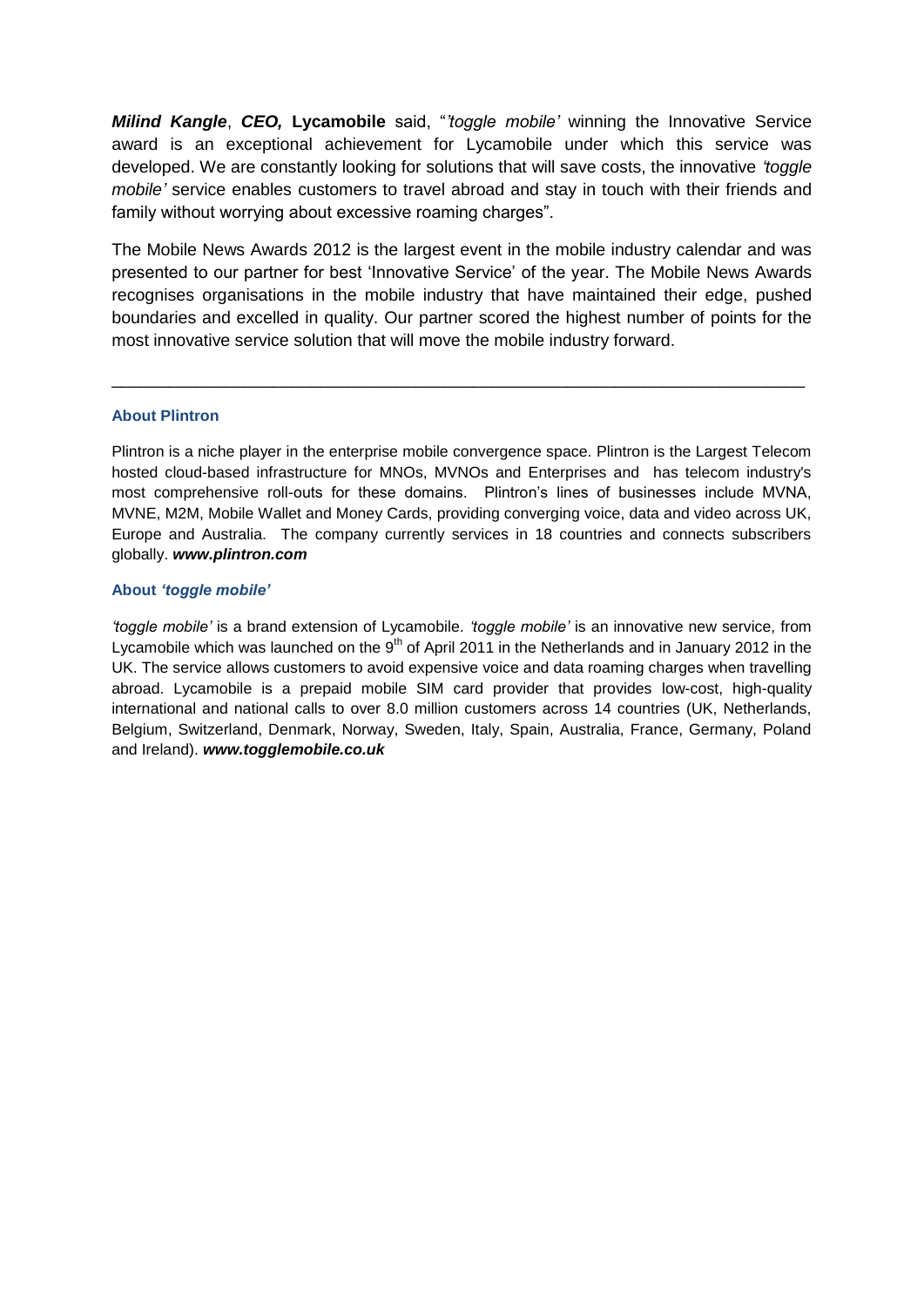***Milind Kangle***, ***CEO,*** **Lycamobile** said, "*'toggle mobile'* winning the Innovative Service award is an exceptional achievement for Lycamobile under which this service was developed. We are constantly looking for solutions that will save costs, the innovative *'toggle mobile'* service enables customers to travel abroad and stay in touch with their friends and family without worrying about excessive roaming charges".

The Mobile News Awards 2012 is the largest event in the mobile industry calendar and was presented to our partner for best 'Innovative Service' of the year. The Mobile News Awards recognises organisations in the mobile industry that have maintained their edge, pushed boundaries and excelled in quality. Our partner scored the highest number of points for the most innovative service solution that will move the mobile industry forward.

---

### About Plintron

Plintron is a niche player in the enterprise mobile convergence space. Plintron is the Largest Telecom hosted cloud-based infrastructure for MNOs, MVNOs and Enterprises and has telecom industry's most comprehensive roll-outs for these domains. Plintron's lines of businesses include MVNA, MVNE, M2M, Mobile Wallet and Money Cards, providing converging voice, data and video across UK, Europe and Australia. The company currently services in 18 countries and connects subscribers globally. ***www.plintron.com***

### About *'toggle mobile'*

*'toggle mobile'* is a brand extension of Lycamobile. *'toggle mobile'* is an innovative new service, from Lycamobile which was launched on the 9th of April 2011 in the Netherlands and in January 2012 in the UK. The service allows customers to avoid expensive voice and data roaming charges when travelling abroad. Lycamobile is a prepaid mobile SIM card provider that provides low-cost, high-quality international and national calls to over 8.0 million customers across 14 countries (UK, Netherlands, Belgium, Switzerland, Denmark, Norway, Sweden, Italy, Spain, Australia, France, Germany, Poland and Ireland). ***www.togglemobile.co.uk***